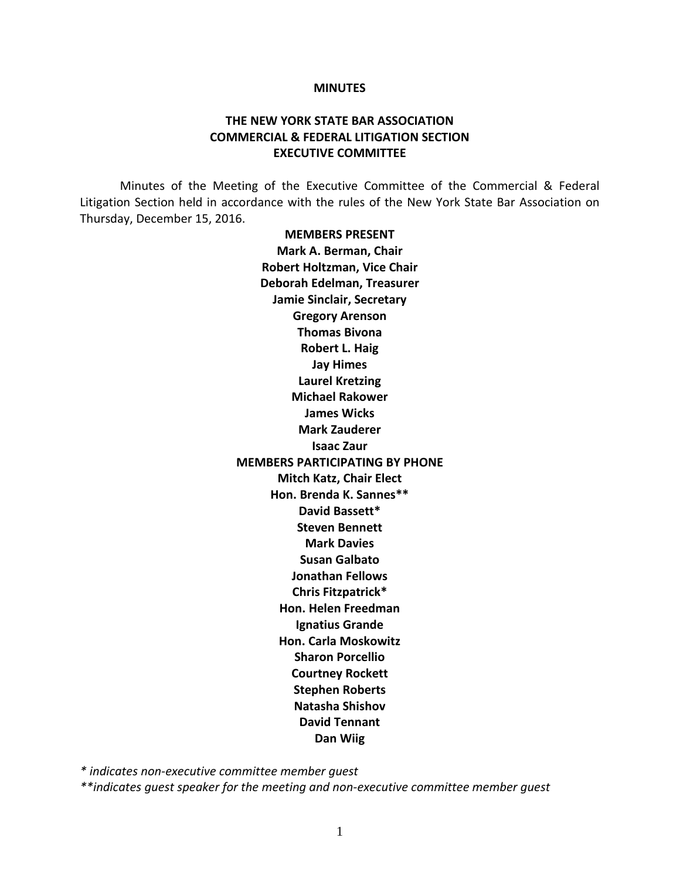**MINUTES**

**THE NEW YORK STATE BAR ASSOCIATION**
**COMMERCIAL & FEDERAL LITIGATION SECTION**
**EXECUTIVE COMMITTEE**

Minutes of the Meeting of the Executive Committee of the Commercial & Federal Litigation Section held in accordance with the rules of the New York State Bar Association on Thursday, December 15, 2016.

**MEMBERS PRESENT**

**Mark A. Berman, Chair**
**Robert Holtzman, Vice Chair**
**Deborah Edelman, Treasurer**
**Jamie Sinclair, Secretary**
**Gregory Arenson**
**Thomas Bivona**
**Robert L. Haig**
**Jay Himes**
**Laurel Kretzing**
**Michael Rakower**
**James Wicks**
**Mark Zauderer**
**Isaac Zaur**

**MEMBERS PARTICIPATING BY PHONE**

**Mitch Katz, Chair Elect**
**Hon. Brenda K. Sannes****
**David Bassett***
**Steven Bennett**
**Mark Davies**
**Susan Galbato**
**Jonathan Fellows**
**Chris Fitzpatrick***
**Hon. Helen Freedman**
**Ignatius Grande**
**Hon. Carla Moskowitz**
**Sharon Porcellio**
**Courtney Rockett**
**Stephen Roberts**
**Natasha Shishov**
**David Tennant**
**Dan Wiig**

*\* indicates non-executive committee member guest*
*\*\*indicates guest speaker for the meeting and non-executive committee member guest*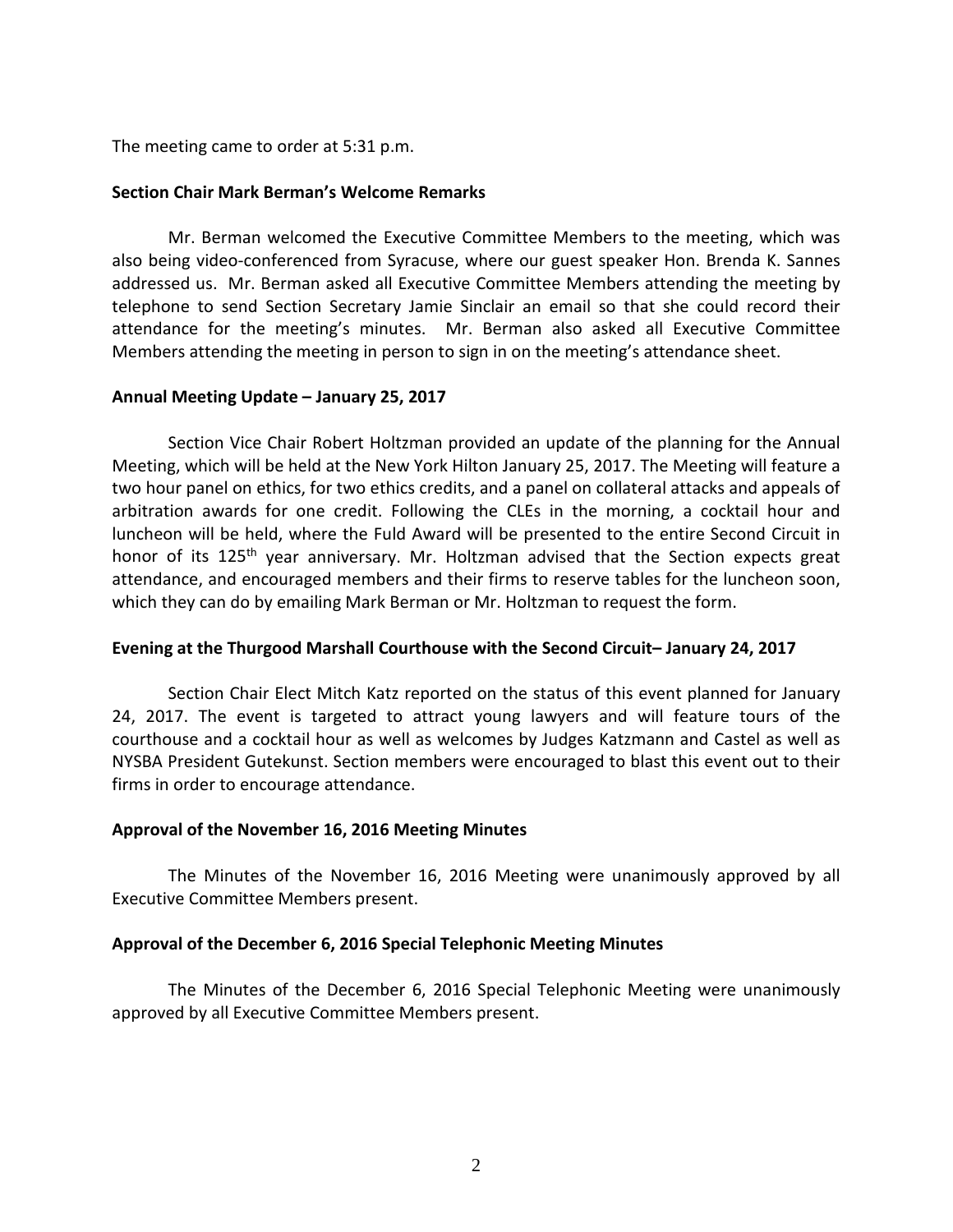The meeting came to order at 5:31 p.m.

**Section Chair Mark Berman's Welcome Remarks**

Mr. Berman welcomed the Executive Committee Members to the meeting, which was also being video-conferenced from Syracuse, where our guest speaker Hon. Brenda K. Sannes addressed us. Mr. Berman asked all Executive Committee Members attending the meeting by telephone to send Section Secretary Jamie Sinclair an email so that she could record their attendance for the meeting's minutes. Mr. Berman also asked all Executive Committee Members attending the meeting in person to sign in on the meeting's attendance sheet.

**Annual Meeting Update – January 25, 2017**

Section Vice Chair Robert Holtzman provided an update of the planning for the Annual Meeting, which will be held at the New York Hilton January 25, 2017. The Meeting will feature a two hour panel on ethics, for two ethics credits, and a panel on collateral attacks and appeals of arbitration awards for one credit. Following the CLEs in the morning, a cocktail hour and luncheon will be held, where the Fuld Award will be presented to the entire Second Circuit in honor of its 125th year anniversary. Mr. Holtzman advised that the Section expects great attendance, and encouraged members and their firms to reserve tables for the luncheon soon, which they can do by emailing Mark Berman or Mr. Holtzman to request the form.

**Evening at the Thurgood Marshall Courthouse with the Second Circuit– January 24, 2017**

Section Chair Elect Mitch Katz reported on the status of this event planned for January 24, 2017. The event is targeted to attract young lawyers and will feature tours of the courthouse and a cocktail hour as well as welcomes by Judges Katzmann and Castel as well as NYSBA President Gutekunst. Section members were encouraged to blast this event out to their firms in order to encourage attendance.

**Approval of the November 16, 2016 Meeting Minutes**

The Minutes of the November 16, 2016 Meeting were unanimously approved by all Executive Committee Members present.

**Approval of the December 6, 2016 Special Telephonic Meeting Minutes**

The Minutes of the December 6, 2016 Special Telephonic Meeting were unanimously approved by all Executive Committee Members present.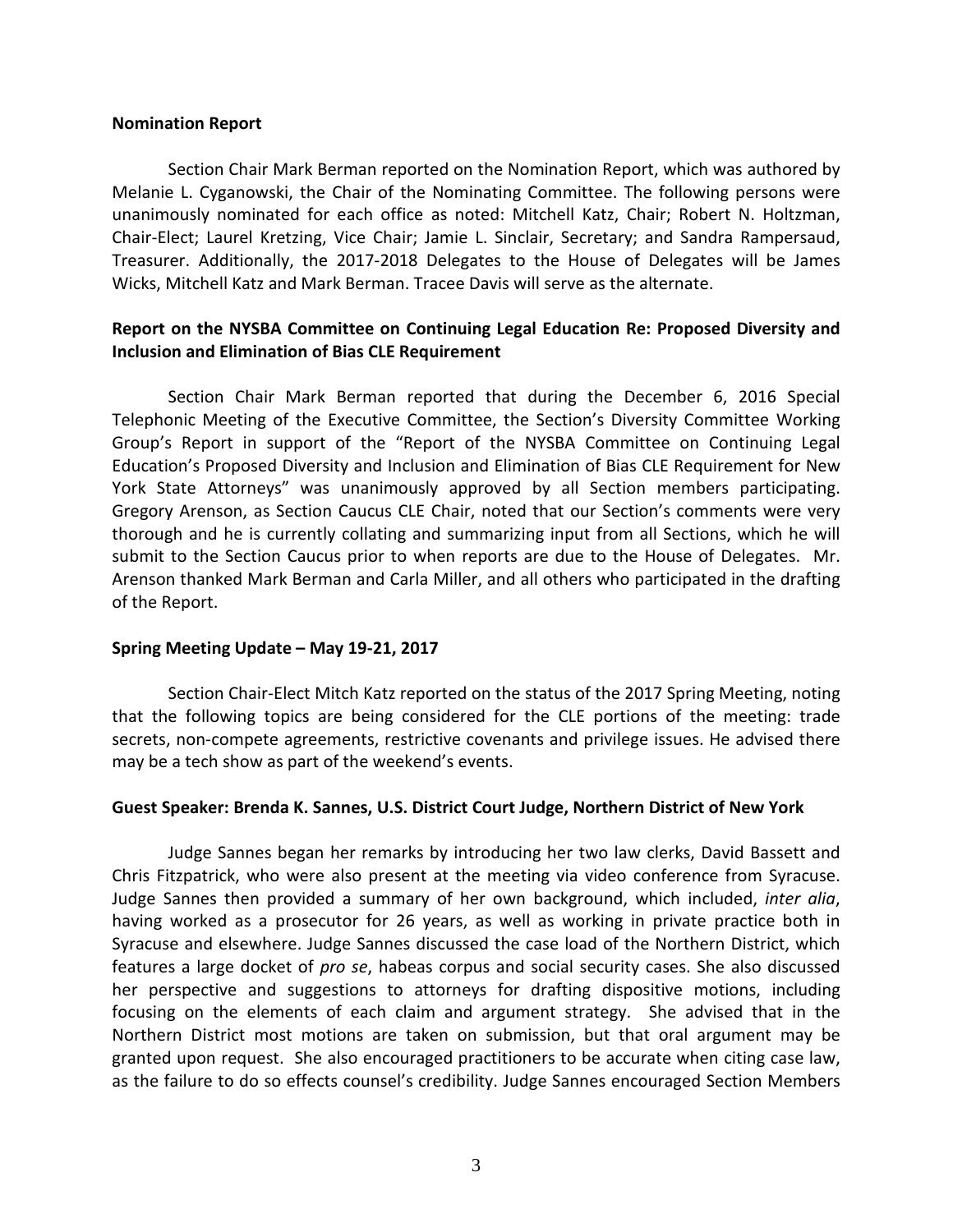**Nomination Report**

Section Chair Mark Berman reported on the Nomination Report, which was authored by Melanie L. Cyganowski, the Chair of the Nominating Committee. The following persons were unanimously nominated for each office as noted: Mitchell Katz, Chair; Robert N. Holtzman, Chair-Elect; Laurel Kretzing, Vice Chair; Jamie L. Sinclair, Secretary; and Sandra Rampersaud, Treasurer. Additionally, the 2017-2018 Delegates to the House of Delegates will be James Wicks, Mitchell Katz and Mark Berman. Tracee Davis will serve as the alternate.

**Report on the NYSBA Committee on Continuing Legal Education Re: Proposed Diversity and Inclusion and Elimination of Bias CLE Requirement**

Section Chair Mark Berman reported that during the December 6, 2016 Special Telephonic Meeting of the Executive Committee, the Section's Diversity Committee Working Group's Report in support of the "Report of the NYSBA Committee on Continuing Legal Education's Proposed Diversity and Inclusion and Elimination of Bias CLE Requirement for New York State Attorneys" was unanimously approved by all Section members participating. Gregory Arenson, as Section Caucus CLE Chair, noted that our Section's comments were very thorough and he is currently collating and summarizing input from all Sections, which he will submit to the Section Caucus prior to when reports are due to the House of Delegates. Mr. Arenson thanked Mark Berman and Carla Miller, and all others who participated in the drafting of the Report.

**Spring Meeting Update – May 19-21, 2017**

Section Chair-Elect Mitch Katz reported on the status of the 2017 Spring Meeting, noting that the following topics are being considered for the CLE portions of the meeting: trade secrets, non-compete agreements, restrictive covenants and privilege issues. He advised there may be a tech show as part of the weekend's events.

**Guest Speaker: Brenda K. Sannes, U.S. District Court Judge, Northern District of New York**

Judge Sannes began her remarks by introducing her two law clerks, David Bassett and Chris Fitzpatrick, who were also present at the meeting via video conference from Syracuse. Judge Sannes then provided a summary of her own background, which included, *inter alia*, having worked as a prosecutor for 26 years, as well as working in private practice both in Syracuse and elsewhere. Judge Sannes discussed the case load of the Northern District, which features a large docket of *pro se*, habeas corpus and social security cases. She also discussed her perspective and suggestions to attorneys for drafting dispositive motions, including focusing on the elements of each claim and argument strategy. She advised that in the Northern District most motions are taken on submission, but that oral argument may be granted upon request. She also encouraged practitioners to be accurate when citing case law, as the failure to do so effects counsel's credibility. Judge Sannes encouraged Section Members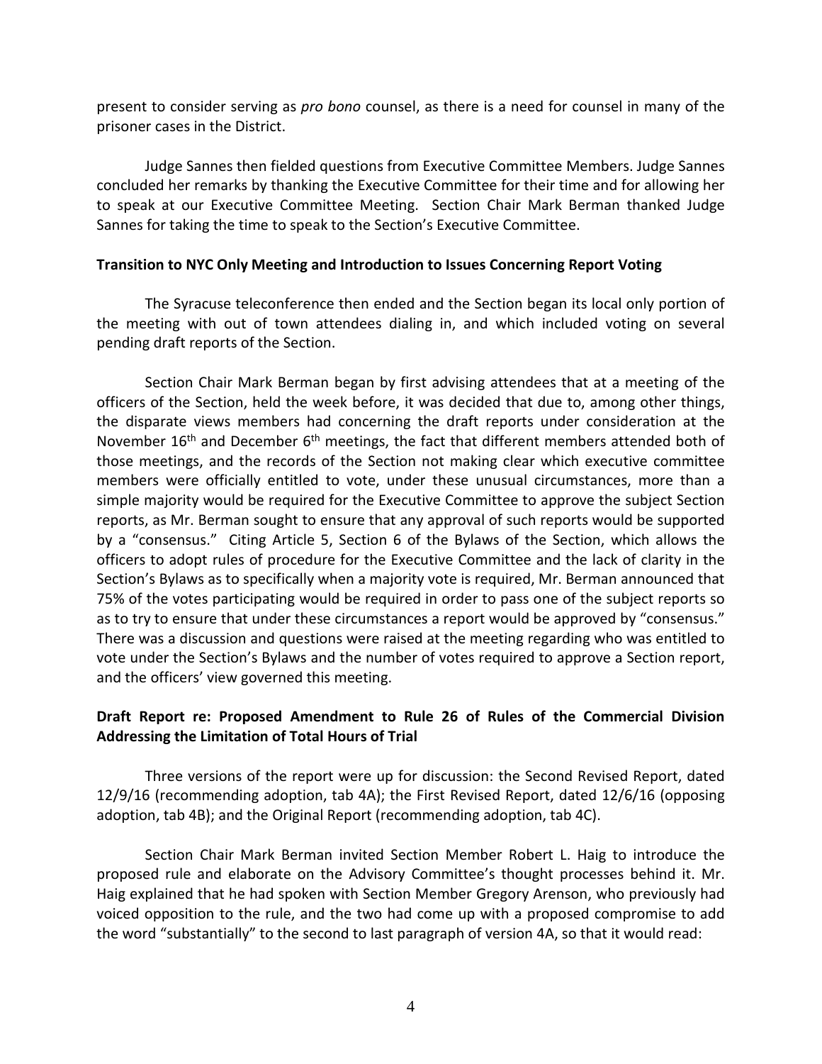present to consider serving as *pro bono* counsel, as there is a need for counsel in many of the prisoner cases in the District.

Judge Sannes then fielded questions from Executive Committee Members. Judge Sannes concluded her remarks by thanking the Executive Committee for their time and for allowing her to speak at our Executive Committee Meeting. Section Chair Mark Berman thanked Judge Sannes for taking the time to speak to the Section's Executive Committee.

**Transition to NYC Only Meeting and Introduction to Issues Concerning Report Voting**

The Syracuse teleconference then ended and the Section began its local only portion of the meeting with out of town attendees dialing in, and which included voting on several pending draft reports of the Section.

Section Chair Mark Berman began by first advising attendees that at a meeting of the officers of the Section, held the week before, it was decided that due to, among other things, the disparate views members had concerning the draft reports under consideration at the November 16th and December 6th meetings, the fact that different members attended both of those meetings, and the records of the Section not making clear which executive committee members were officially entitled to vote, under these unusual circumstances, more than a simple majority would be required for the Executive Committee to approve the subject Section reports, as Mr. Berman sought to ensure that any approval of such reports would be supported by a "consensus." Citing Article 5, Section 6 of the Bylaws of the Section, which allows the officers to adopt rules of procedure for the Executive Committee and the lack of clarity in the Section's Bylaws as to specifically when a majority vote is required, Mr. Berman announced that 75% of the votes participating would be required in order to pass one of the subject reports so as to try to ensure that under these circumstances a report would be approved by "consensus." There was a discussion and questions were raised at the meeting regarding who was entitled to vote under the Section's Bylaws and the number of votes required to approve a Section report, and the officers' view governed this meeting.

**Draft Report re: Proposed Amendment to Rule 26 of Rules of the Commercial Division Addressing the Limitation of Total Hours of Trial**

Three versions of the report were up for discussion: the Second Revised Report, dated 12/9/16 (recommending adoption, tab 4A); the First Revised Report, dated 12/6/16 (opposing adoption, tab 4B); and the Original Report (recommending adoption, tab 4C).

Section Chair Mark Berman invited Section Member Robert L. Haig to introduce the proposed rule and elaborate on the Advisory Committee's thought processes behind it. Mr. Haig explained that he had spoken with Section Member Gregory Arenson, who previously had voiced opposition to the rule, and the two had come up with a proposed compromise to add the word "substantially" to the second to last paragraph of version 4A, so that it would read: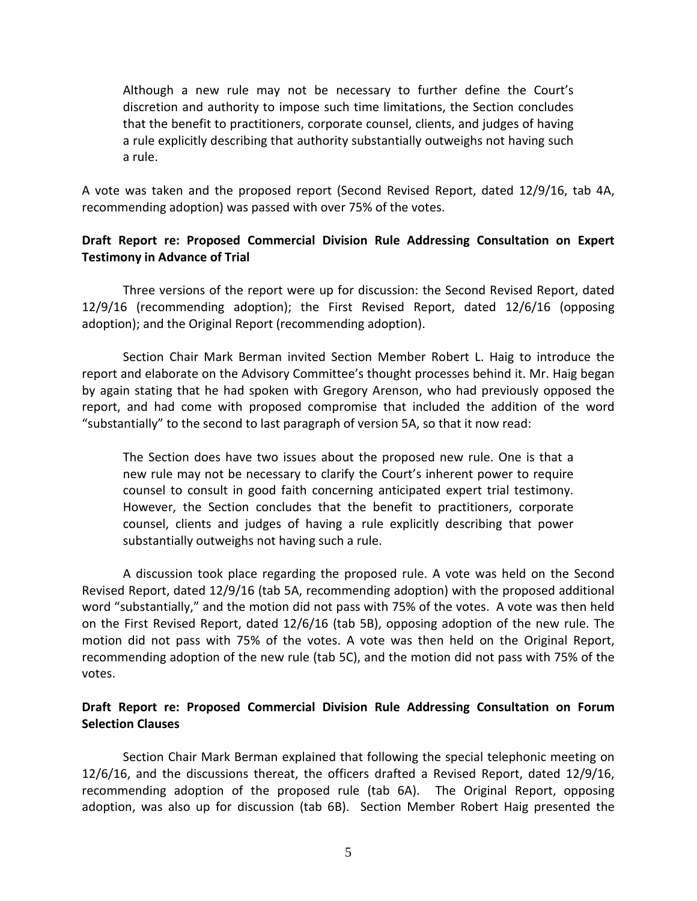> Although a new rule may not be necessary to further define the Court's discretion and authority to impose such time limitations, the Section concludes that the benefit to practitioners, corporate counsel, clients, and judges of having a rule explicitly describing that authority substantially outweighs not having such a rule.

A vote was taken and the proposed report (Second Revised Report, dated 12/9/16, tab 4A, recommending adoption) was passed with over 75% of the votes.

**Draft Report re: Proposed Commercial Division Rule Addressing Consultation on Expert Testimony in Advance of Trial**

Three versions of the report were up for discussion: the Second Revised Report, dated 12/9/16 (recommending adoption); the First Revised Report, dated 12/6/16 (opposing adoption); and the Original Report (recommending adoption).

Section Chair Mark Berman invited Section Member Robert L. Haig to introduce the report and elaborate on the Advisory Committee's thought processes behind it. Mr. Haig began by again stating that he had spoken with Gregory Arenson, who had previously opposed the report, and had come with proposed compromise that included the addition of the word "substantially" to the second to last paragraph of version 5A, so that it now read:

> The Section does have two issues about the proposed new rule. One is that a new rule may not be necessary to clarify the Court's inherent power to require counsel to consult in good faith concerning anticipated expert trial testimony. However, the Section concludes that the benefit to practitioners, corporate counsel, clients and judges of having a rule explicitly describing that power substantially outweighs not having such a rule.

A discussion took place regarding the proposed rule. A vote was held on the Second Revised Report, dated 12/9/16 (tab 5A, recommending adoption) with the proposed additional word "substantially," and the motion did not pass with 75% of the votes. A vote was then held on the First Revised Report, dated 12/6/16 (tab 5B), opposing adoption of the new rule. The motion did not pass with 75% of the votes. A vote was then held on the Original Report, recommending adoption of the new rule (tab 5C), and the motion did not pass with 75% of the votes.

**Draft Report re: Proposed Commercial Division Rule Addressing Consultation on Forum Selection Clauses**

Section Chair Mark Berman explained that following the special telephonic meeting on 12/6/16, and the discussions thereat, the officers drafted a Revised Report, dated 12/9/16, recommending adoption of the proposed rule (tab 6A). The Original Report, opposing adoption, was also up for discussion (tab 6B). Section Member Robert Haig presented the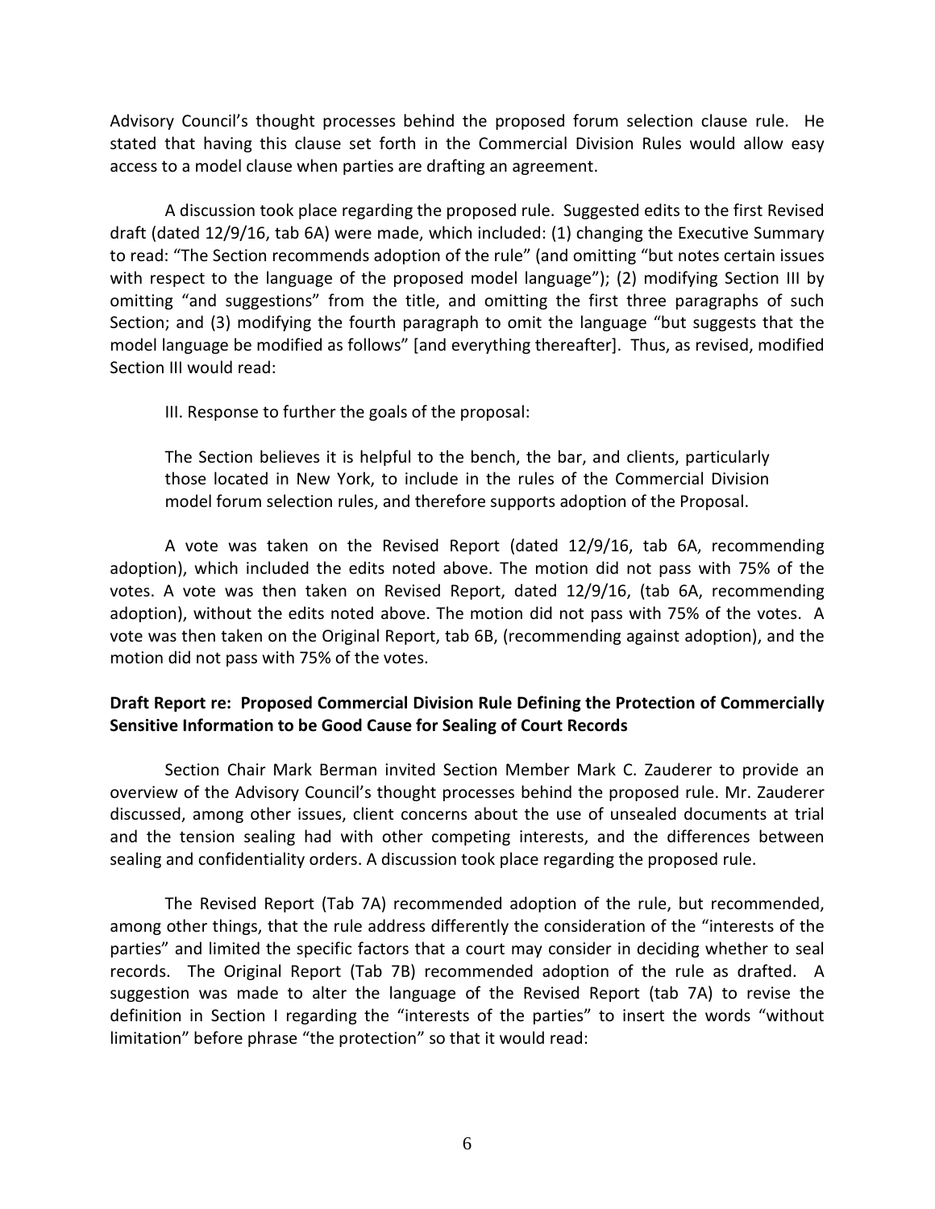Advisory Council's thought processes behind the proposed forum selection clause rule. He stated that having this clause set forth in the Commercial Division Rules would allow easy access to a model clause when parties are drafting an agreement.

A discussion took place regarding the proposed rule. Suggested edits to the first Revised draft (dated 12/9/16, tab 6A) were made, which included: (1) changing the Executive Summary to read: "The Section recommends adoption of the rule" (and omitting "but notes certain issues with respect to the language of the proposed model language"); (2) modifying Section III by omitting "and suggestions" from the title, and omitting the first three paragraphs of such Section; and (3) modifying the fourth paragraph to omit the language "but suggests that the model language be modified as follows" [and everything thereafter]. Thus, as revised, modified Section III would read:

> III. Response to further the goals of the proposal:
>
> The Section believes it is helpful to the bench, the bar, and clients, particularly those located in New York, to include in the rules of the Commercial Division model forum selection rules, and therefore supports adoption of the Proposal.

A vote was taken on the Revised Report (dated 12/9/16, tab 6A, recommending adoption), which included the edits noted above. The motion did not pass with 75% of the votes. A vote was then taken on Revised Report, dated 12/9/16, (tab 6A, recommending adoption), without the edits noted above. The motion did not pass with 75% of the votes. A vote was then taken on the Original Report, tab 6B, (recommending against adoption), and the motion did not pass with 75% of the votes.

**Draft Report re: Proposed Commercial Division Rule Defining the Protection of Commercially Sensitive Information to be Good Cause for Sealing of Court Records**

Section Chair Mark Berman invited Section Member Mark C. Zauderer to provide an overview of the Advisory Council's thought processes behind the proposed rule. Mr. Zauderer discussed, among other issues, client concerns about the use of unsealed documents at trial and the tension sealing had with other competing interests, and the differences between sealing and confidentiality orders. A discussion took place regarding the proposed rule.

The Revised Report (Tab 7A) recommended adoption of the rule, but recommended, among other things, that the rule address differently the consideration of the "interests of the parties" and limited the specific factors that a court may consider in deciding whether to seal records. The Original Report (Tab 7B) recommended adoption of the rule as drafted. A suggestion was made to alter the language of the Revised Report (tab 7A) to revise the definition in Section I regarding the "interests of the parties" to insert the words "without limitation" before phrase "the protection" so that it would read: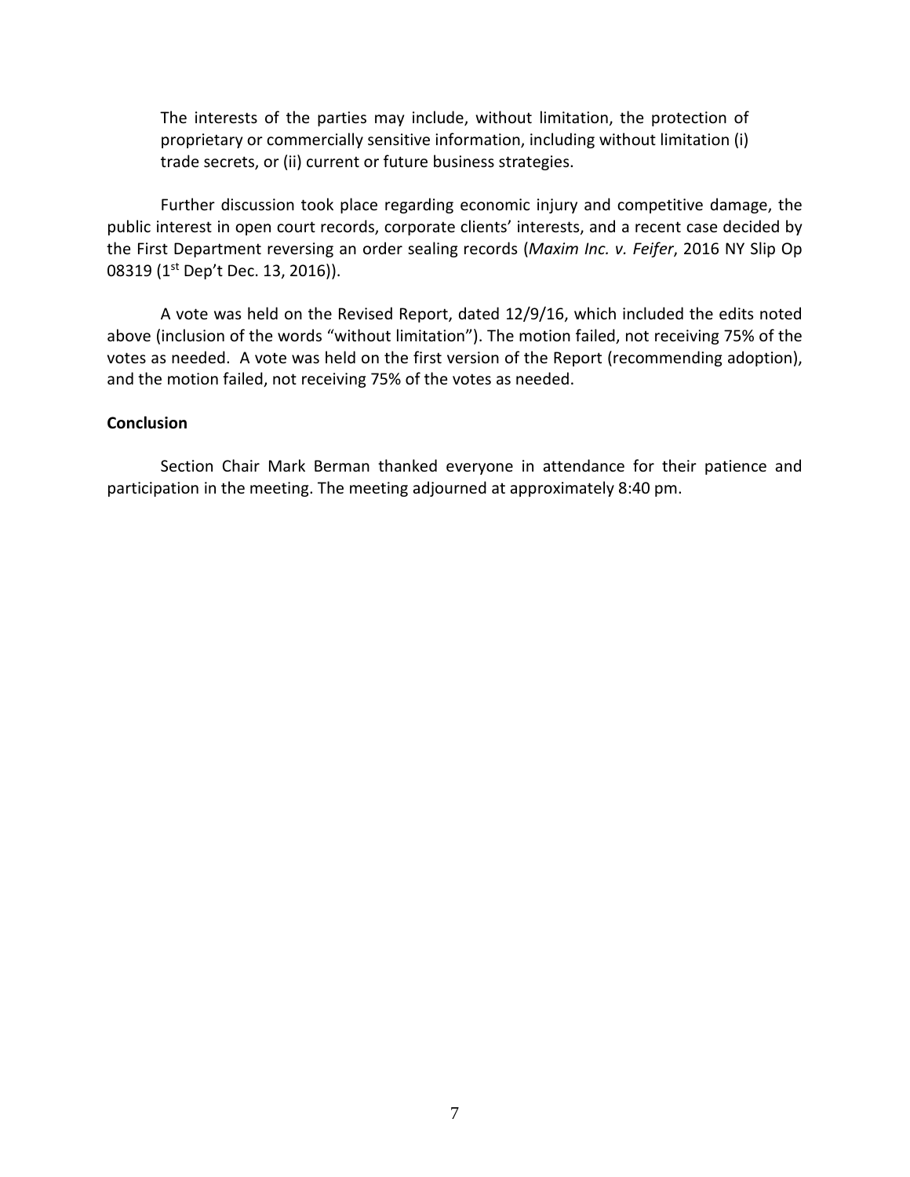> The interests of the parties may include, without limitation, the protection of proprietary or commercially sensitive information, including without limitation (i) trade secrets, or (ii) current or future business strategies.

Further discussion took place regarding economic injury and competitive damage, the public interest in open court records, corporate clients' interests, and a recent case decided by the First Department reversing an order sealing records (*Maxim Inc. v. Feifer*, 2016 NY Slip Op 08319 (1st Dep't Dec. 13, 2016)).

A vote was held on the Revised Report, dated 12/9/16, which included the edits noted above (inclusion of the words "without limitation"). The motion failed, not receiving 75% of the votes as needed. A vote was held on the first version of the Report (recommending adoption), and the motion failed, not receiving 75% of the votes as needed.

**Conclusion**

Section Chair Mark Berman thanked everyone in attendance for their patience and participation in the meeting. The meeting adjourned at approximately 8:40 pm.